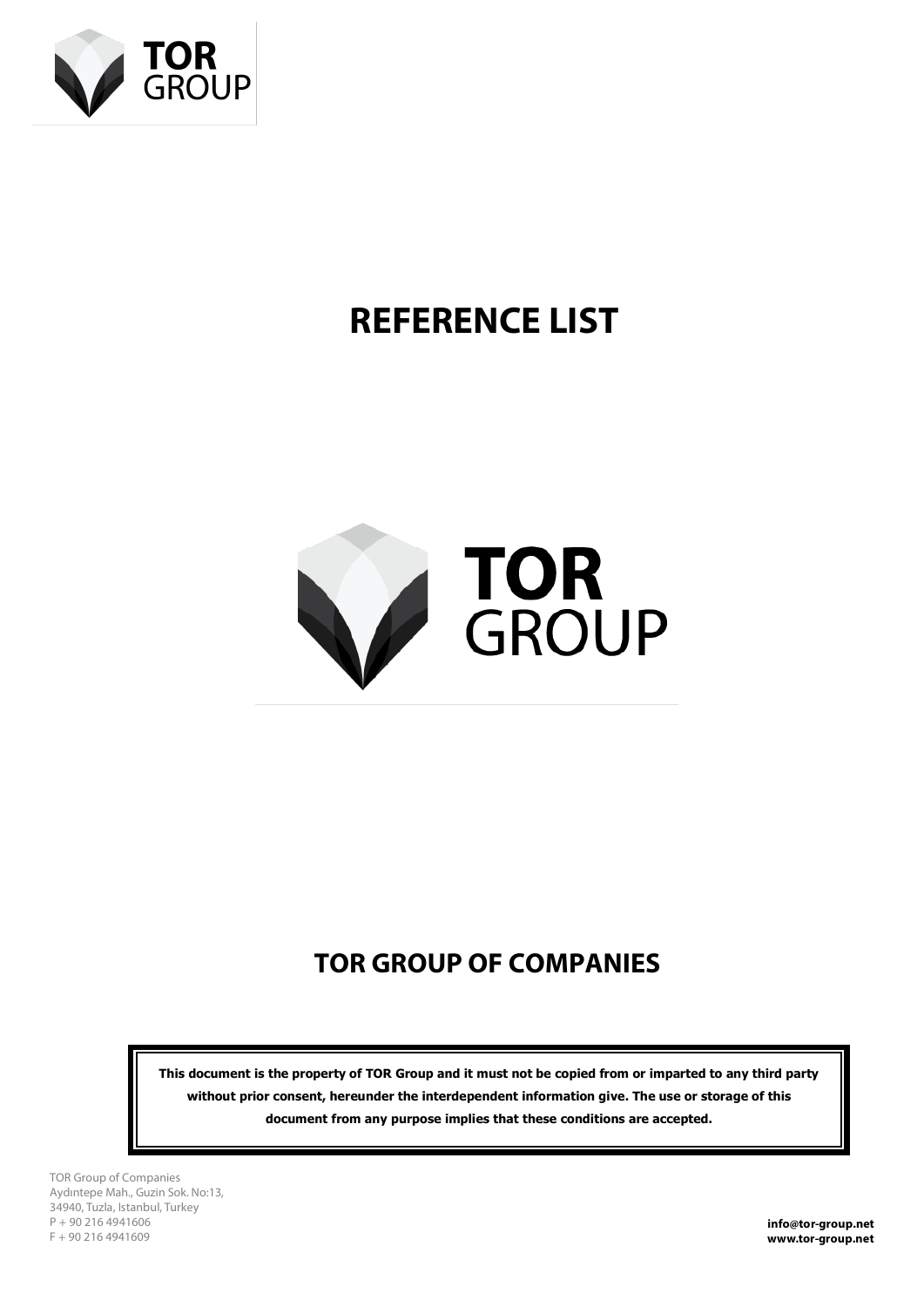TOR GROUP

# REFERENCE LIST

TOR GROUP

## TOR GROUP OF COMPANIES

**This document is the property of TOR Group and it must not be copied from or imparted to any third party without prior consent, hereunder the interdependent information give. The use or storage of this document from any purpose implies that these conditions are accepted.**

TOR Group of Companies
Aydıntepe Mah., Guzin Sok. No:13,
34940, Tuzla, Istanbul, Turkey
P + 90 216 4941606
F + 90 216 4941609

**info@tor-group.net**
**www.tor-group.net**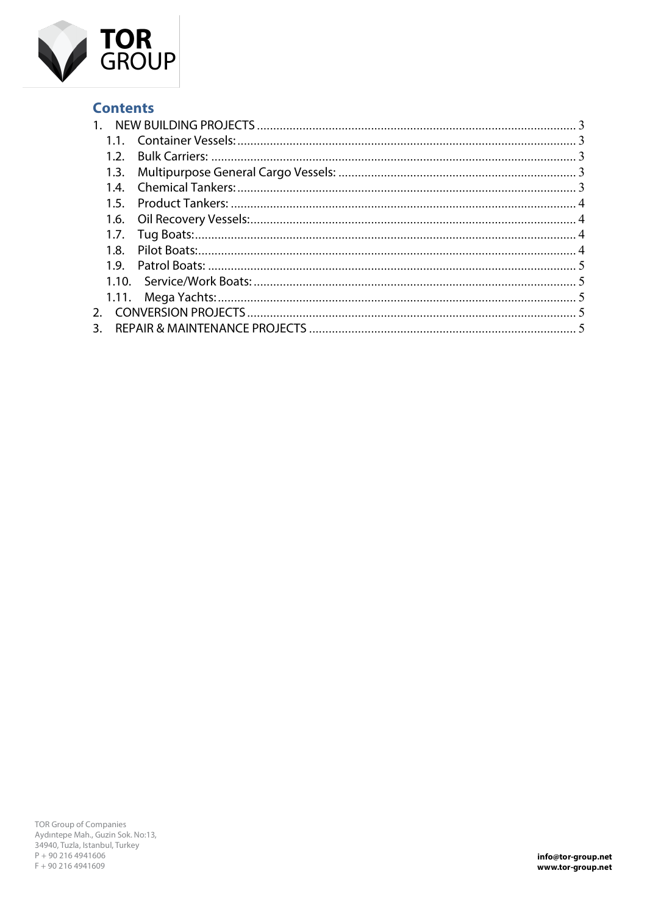## Contents

1. NEW BUILDING PROJECTS ..... 3
   1.1. Container Vessels: ..... 3
   1.2. Bulk Carriers: ..... 3
   1.3. Multipurpose General Cargo Vessels: ..... 3
   1.4. Chemical Tankers: ..... 3
   1.5. Product Tankers: ..... 4
   1.6. Oil Recovery Vessels: ..... 4
   1.7. Tug Boats: ..... 4
   1.8. Pilot Boats: ..... 4
   1.9. Patrol Boats: ..... 5
   1.10. Service/Work Boats: ..... 5
   1.11. Mega Yachts: ..... 5
2. CONVERSION PROJECTS ..... 5
3. REPAIR & MAINTENANCE PROJECTS ..... 5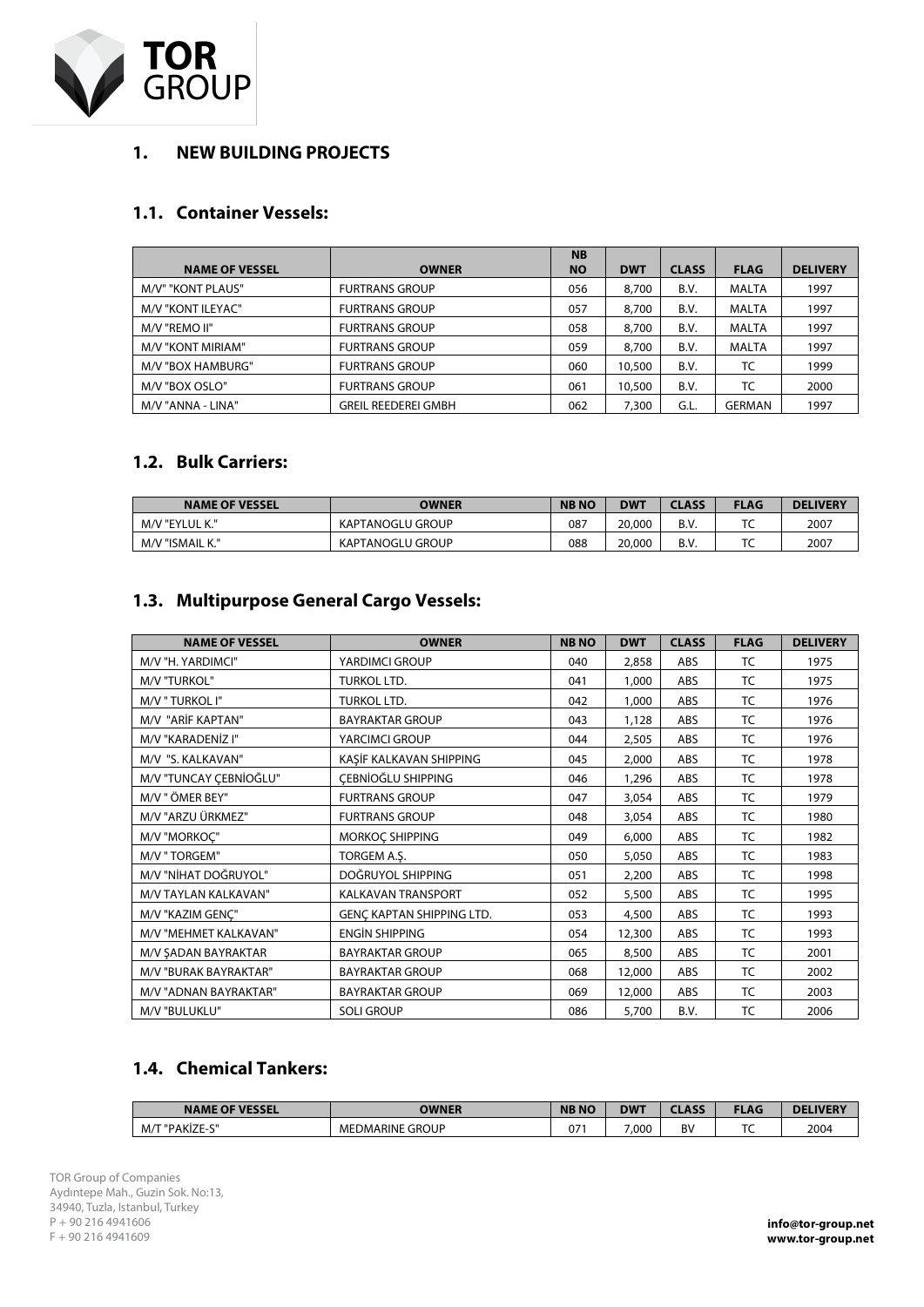# 1. NEW BUILDING PROJECTS

## 1.1. Container Vessels:

| NAME OF VESSEL | OWNER | NB NO | DWT | CLASS | FLAG | DELIVERY |
|---|---|---|---|---|---|---|
| M/V" "KONT PLAUS" | FURTRANS GROUP | 056 | 8,700 | B.V. | MALTA | 1997 |
| M/V "KONT ILEYAC" | FURTRANS GROUP | 057 | 8,700 | B.V. | MALTA | 1997 |
| M/V "REMO II" | FURTRANS GROUP | 058 | 8,700 | B.V. | MALTA | 1997 |
| M/V "KONT MIRIAM" | FURTRANS GROUP | 059 | 8,700 | B.V. | MALTA | 1997 |
| M/V "BOX HAMBURG" | FURTRANS GROUP | 060 | 10,500 | B.V. | TC | 1999 |
| M/V "BOX OSLO" | FURTRANS GROUP | 061 | 10,500 | B.V. | TC | 2000 |
| M/V "ANNA - LINA" | GREIL REEDEREI GMBH | 062 | 7,300 | G.L. | GERMAN | 1997 |

## 1.2. Bulk Carriers:

| NAME OF VESSEL | OWNER | NB NO | DWT | CLASS | FLAG | DELIVERY |
|---|---|---|---|---|---|---|
| M/V "EYLUL K." | KAPTANOGLU GROUP | 087 | 20,000 | B.V. | TC | 2007 |
| M/V "ISMAIL K." | KAPTANOGLU GROUP | 088 | 20,000 | B.V. | TC | 2007 |

## 1.3. Multipurpose General Cargo Vessels:

| NAME OF VESSEL | OWNER | NB NO | DWT | CLASS | FLAG | DELIVERY |
|---|---|---|---|---|---|---|
| M/V "H. YARDIMCI" | YARDIMCI GROUP | 040 | 2,858 | ABS | TC | 1975 |
| M/V "TURKOL" | TURKOL LTD. | 041 | 1,000 | ABS | TC | 1975 |
| M/V " TURKOL I" | TURKOL LTD. | 042 | 1,000 | ABS | TC | 1976 |
| M/V "ARİF KAPTAN" | BAYRAKTAR GROUP | 043 | 1,128 | ABS | TC | 1976 |
| M/V "KARADENİZ I" | YARCIMCI GROUP | 044 | 2,505 | ABS | TC | 1976 |
| M/V "S. KALKAVAN" | KAŞİF KALKAVAN SHIPPING | 045 | 2,000 | ABS | TC | 1978 |
| M/V "TUNCAY ÇEBNİOĞLU" | ÇEBNİOĞLU SHIPPING | 046 | 1,296 | ABS | TC | 1978 |
| M/V " ÖMER BEY" | FURTRANS GROUP | 047 | 3,054 | ABS | TC | 1979 |
| M/V "ARZU ÜRKMEZ" | FURTRANS GROUP | 048 | 3,054 | ABS | TC | 1980 |
| M/V "MORKOÇ" | MORKOÇ SHIPPING | 049 | 6,000 | ABS | TC | 1982 |
| M/V " TORGEM" | TORGEM A.Ş. | 050 | 5,050 | ABS | TC | 1983 |
| M/V "NİHAT DOĞRUYOL" | DOĞRUYOL SHIPPING | 051 | 2,200 | ABS | TC | 1998 |
| M/V TAYLAN KALKAVAN" | KALKAVAN TRANSPORT | 052 | 5,500 | ABS | TC | 1995 |
| M/V "KAZIM GENÇ" | GENÇ KAPTAN SHIPPING LTD. | 053 | 4,500 | ABS | TC | 1993 |
| M/V "MEHMET KALKAVAN" | ENGİN SHIPPING | 054 | 12,300 | ABS | TC | 1993 |
| M/V ŞADAN BAYRAKTAR | BAYRAKTAR GROUP | 065 | 8,500 | ABS | TC | 2001 |
| M/V "BURAK BAYRAKTAR" | BAYRAKTAR GROUP | 068 | 12,000 | ABS | TC | 2002 |
| M/V "ADNAN BAYRAKTAR" | BAYRAKTAR GROUP | 069 | 12,000 | ABS | TC | 2003 |
| M/V "BULUKLU" | SOLI GROUP | 086 | 5,700 | B.V. | TC | 2006 |

## 1.4. Chemical Tankers:

| NAME OF VESSEL | OWNER | NB NO | DWT | CLASS | FLAG | DELIVERY |
|---|---|---|---|---|---|---|
| M/T "PAKİZE-S" | MEDMARINE GROUP | 071 | 7,000 | BV | TC | 2004 |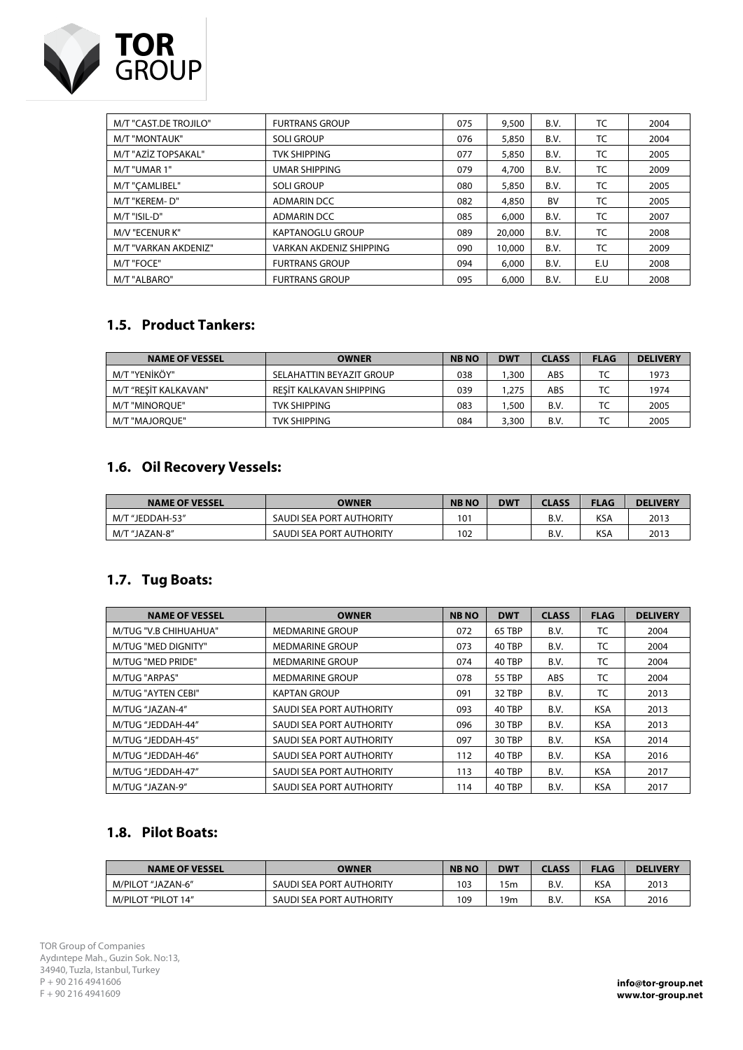| M/T "CAST.DE TROJILO" | FURTRANS GROUP | 075 | 9,500 | B.V. | TC | 2004 |
|---|---|---|---|---|---|---|
| M/T "MONTAUK" | SOLI GROUP | 076 | 5,850 | B.V. | TC | 2004 |
| M/T "AZİZ TOPSAKAL" | TVK SHIPPING | 077 | 5,850 | B.V. | TC | 2005 |
| M/T "UMAR 1" | UMAR SHIPPING | 079 | 4,700 | B.V. | TC | 2009 |
| M/T "ÇAMLIBEL" | SOLI GROUP | 080 | 5,850 | B.V. | TC | 2005 |
| M/T "KEREM- D" | ADMARIN DCC | 082 | 4,850 | BV | TC | 2005 |
| M/T "ISIL-D" | ADMARIN DCC | 085 | 6,000 | B.V. | TC | 2007 |
| M/V "ECENUR K" | KAPTANOGLU GROUP | 089 | 20,000 | B.V. | TC | 2008 |
| M/T "VARKAN AKDENIZ" | VARKAN AKDENIZ SHIPPING | 090 | 10,000 | B.V. | TC | 2009 |
| M/T "FOCE" | FURTRANS GROUP | 094 | 6,000 | B.V. | E.U | 2008 |
| M/T "ALBARO" | FURTRANS GROUP | 095 | 6,000 | B.V. | E.U | 2008 |

## 1.5. Product Tankers:

| NAME OF VESSEL | OWNER | NB NO | DWT | CLASS | FLAG | DELIVERY |
|---|---|---|---|---|---|---|
| M/T "YENİKÖY" | SELAHATTIN BEYAZIT GROUP | 038 | 1,300 | ABS | TC | 1973 |
| M/T "REŞİT KALKAVAN" | REŞİT KALKAVAN SHIPPING | 039 | 1,275 | ABS | TC | 1974 |
| M/T "MINORQUE" | TVK SHIPPING | 083 | 1,500 | B.V. | TC | 2005 |
| M/T "MAJORQUE" | TVK SHIPPING | 084 | 3,300 | B.V. | TC | 2005 |

## 1.6. Oil Recovery Vessels:

| NAME OF VESSEL | OWNER | NB NO | DWT | CLASS | FLAG | DELIVERY |
|---|---|---|---|---|---|---|
| M/T "JEDDAH-53" | SAUDI SEA PORT AUTHORITY | 101 | | B.V. | KSA | 2013 |
| M/T "JAZAN-8" | SAUDI SEA PORT AUTHORITY | 102 | | B.V. | KSA | 2013 |

## 1.7. Tug Boats:

| NAME OF VESSEL | OWNER | NB NO | DWT | CLASS | FLAG | DELIVERY |
|---|---|---|---|---|---|---|
| M/TUG "V.B CHIHUAHUA" | MEDMARINE GROUP | 072 | 65 TBP | B.V. | TC | 2004 |
| M/TUG "MED DIGNITY" | MEDMARINE GROUP | 073 | 40 TBP | B.V. | TC | 2004 |
| M/TUG "MED PRIDE" | MEDMARINE GROUP | 074 | 40 TBP | B.V. | TC | 2004 |
| M/TUG "ARPAS" | MEDMARINE GROUP | 078 | 55 TBP | ABS | TC | 2004 |
| M/TUG "AYTEN CEBI" | KAPTAN GROUP | 091 | 32 TBP | B.V. | TC | 2013 |
| M/TUG "JAZAN-4" | SAUDI SEA PORT AUTHORITY | 093 | 40 TBP | B.V. | KSA | 2013 |
| M/TUG "JEDDAH-44" | SAUDI SEA PORT AUTHORITY | 096 | 30 TBP | B.V. | KSA | 2013 |
| M/TUG "JEDDAH-45" | SAUDI SEA PORT AUTHORITY | 097 | 30 TBP | B.V. | KSA | 2014 |
| M/TUG "JEDDAH-46" | SAUDI SEA PORT AUTHORITY | 112 | 40 TBP | B.V. | KSA | 2016 |
| M/TUG "JEDDAH-47" | SAUDI SEA PORT AUTHORITY | 113 | 40 TBP | B.V. | KSA | 2017 |
| M/TUG "JAZAN-9" | SAUDI SEA PORT AUTHORITY | 114 | 40 TBP | B.V. | KSA | 2017 |

## 1.8. Pilot Boats:

| NAME OF VESSEL | OWNER | NB NO | DWT | CLASS | FLAG | DELIVERY |
|---|---|---|---|---|---|---|
| M/PILOT "JAZAN-6" | SAUDI SEA PORT AUTHORITY | 103 | 15m | B.V. | KSA | 2013 |
| M/PILOT "PILOT 14" | SAUDI SEA PORT AUTHORITY | 109 | 19m | B.V. | KSA | 2016 |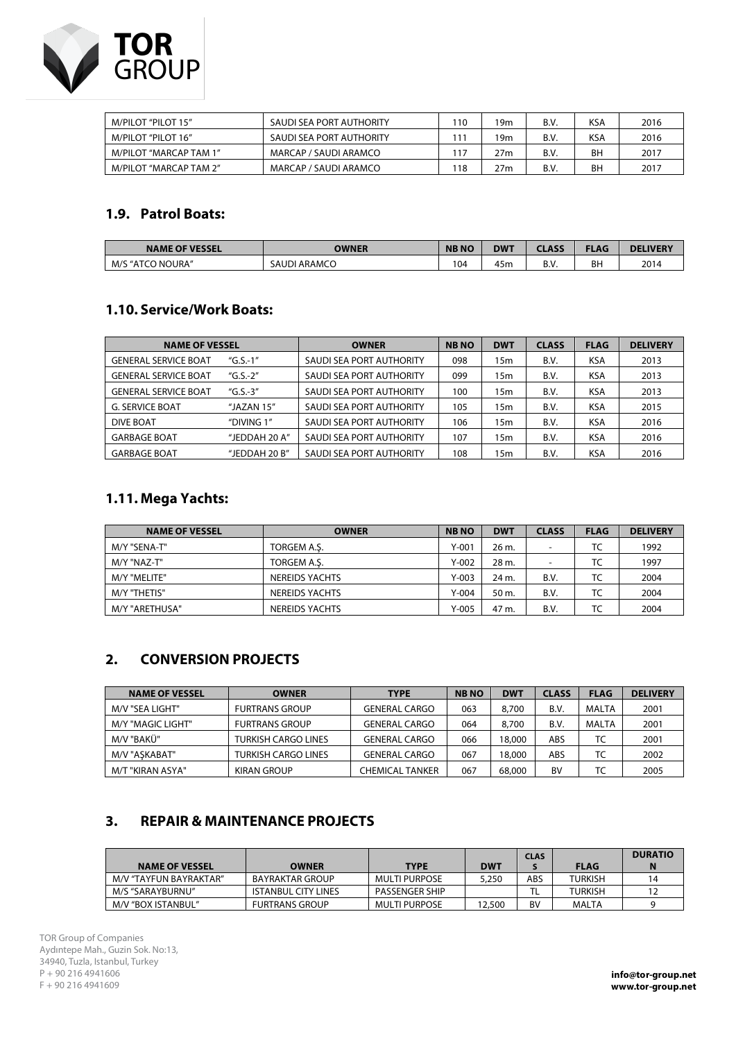| M/PILOT "PILOT 15" | SAUDI SEA PORT AUTHORITY | 110 | 19m | B.V. | KSA | 2016 |
|---|---|---|---|---|---|---|
| M/PILOT "PILOT 16" | SAUDI SEA PORT AUTHORITY | 111 | 19m | B.V. | KSA | 2016 |
| M/PILOT "MARCAP TAM 1" | MARCAP / SAUDI ARAMCO | 117 | 27m | B.V. | BH | 2017 |
| M/PILOT "MARCAP TAM 2" | MARCAP / SAUDI ARAMCO | 118 | 27m | B.V. | BH | 2017 |

## 1.9. Patrol Boats:

| NAME OF VESSEL | OWNER | NB NO | DWT | CLASS | FLAG | DELIVERY |
|---|---|---|---|---|---|---|
| M/S "ATCO NOURA" | SAUDI ARAMCO | 104 | 45m | B.V. | BH | 2014 |

## 1.10. Service/Work Boats:

| NAME OF VESSEL | | OWNER | NB NO | DWT | CLASS | FLAG | DELIVERY |
|---|---|---|---|---|---|---|---|
| GENERAL SERVICE BOAT | "G.S.-1" | SAUDI SEA PORT AUTHORITY | 098 | 15m | B.V. | KSA | 2013 |
| GENERAL SERVICE BOAT | "G.S.-2" | SAUDI SEA PORT AUTHORITY | 099 | 15m | B.V. | KSA | 2013 |
| GENERAL SERVICE BOAT | "G.S.-3" | SAUDI SEA PORT AUTHORITY | 100 | 15m | B.V. | KSA | 2013 |
| G. SERVICE BOAT | "JAZAN 15" | SAUDI SEA PORT AUTHORITY | 105 | 15m | B.V. | KSA | 2015 |
| DIVE BOAT | "DIVING 1" | SAUDI SEA PORT AUTHORITY | 106 | 15m | B.V. | KSA | 2016 |
| GARBAGE BOAT | "JEDDAH 20 A" | SAUDI SEA PORT AUTHORITY | 107 | 15m | B.V. | KSA | 2016 |
| GARBAGE BOAT | "JEDDAH 20 B" | SAUDI SEA PORT AUTHORITY | 108 | 15m | B.V. | KSA | 2016 |

## 1.11. Mega Yachts:

| NAME OF VESSEL | OWNER | NB NO | DWT | CLASS | FLAG | DELIVERY |
|---|---|---|---|---|---|---|
| M/Y "SENA-T" | TORGEM A.Ş. | Y-001 | 26 m. | - | TC | 1992 |
| M/Y "NAZ-T" | TORGEM A.Ş. | Y-002 | 28 m. | - | TC | 1997 |
| M/Y "MELITE" | NEREIDS YACHTS | Y-003 | 24 m. | B.V. | TC | 2004 |
| M/Y "THETIS" | NEREIDS YACHTS | Y-004 | 50 m. | B.V. | TC | 2004 |
| M/Y "ARETHUSA" | NEREIDS YACHTS | Y-005 | 47 m. | B.V. | TC | 2004 |

# 2. CONVERSION PROJECTS

| NAME OF VESSEL | OWNER | TYPE | NB NO | DWT | CLASS | FLAG | DELIVERY |
|---|---|---|---|---|---|---|---|
| M/V "SEA LIGHT" | FURTRANS GROUP | GENERAL CARGO | 063 | 8,700 | B.V. | MALTA | 2001 |
| M/Y "MAGIC LIGHT" | FURTRANS GROUP | GENERAL CARGO | 064 | 8,700 | B.V. | MALTA | 2001 |
| M/V "BAKÜ" | TURKISH CARGO LINES | GENERAL CARGO | 066 | 18,000 | ABS | TC | 2001 |
| M/V "AŞKABAT" | TURKISH CARGO LINES | GENERAL CARGO | 067 | 18,000 | ABS | TC | 2002 |
| M/T "KIRAN ASYA" | KIRAN GROUP | CHEMICAL TANKER | 067 | 68,000 | BV | TC | 2005 |

# 3. REPAIR & MAINTENANCE PROJECTS

| NAME OF VESSEL | OWNER | TYPE | DWT | CLASS | FLAG | DURATION |
|---|---|---|---|---|---|---|
| M/V "TAYFUN BAYRAKTAR" | BAYRAKTAR GROUP | MULTI PURPOSE | 5,250 | ABS | TURKISH | 14 |
| M/S "SARAYBURNU" | ISTANBUL CITY LINES | PASSENGER SHIP | | TL | TURKISH | 12 |
| M/V "BOX ISTANBUL" | FURTRANS GROUP | MULTI PURPOSE | 12,500 | BV | MALTA | 9 |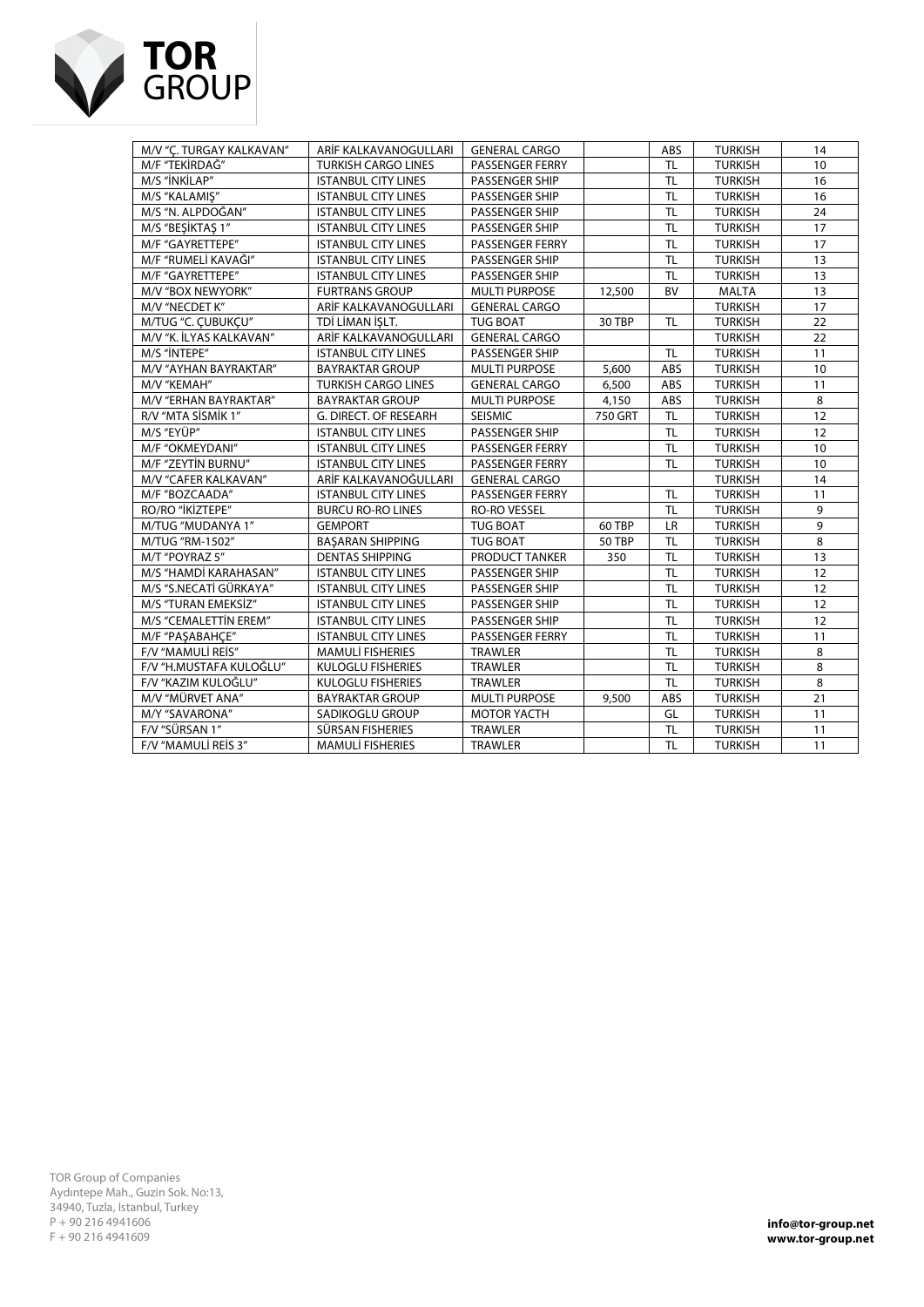| | | | | | | |
|---|---|---|---|---|---|---|
| M/V "Ç. TURGAY KALKAVAN" | ARİF KALKAVANOGULLARI | GENERAL CARGO | | ABS | TURKISH | 14 |
| M/F "TEKİRDAĞ" | TURKISH CARGO LINES | PASSENGER FERRY | | TL | TURKISH | 10 |
| M/S "İNKİLAP" | ISTANBUL CITY LINES | PASSENGER SHIP | | TL | TURKISH | 16 |
| M/S "KALAMIŞ" | ISTANBUL CITY LINES | PASSENGER SHIP | | TL | TURKISH | 16 |
| M/S "N. ALPDOĞAN" | ISTANBUL CITY LINES | PASSENGER SHIP | | TL | TURKISH | 24 |
| M/S "BEŞİKTAŞ 1" | ISTANBUL CITY LINES | PASSENGER SHIP | | TL | TURKISH | 17 |
| M/F "GAYRETTEPE" | ISTANBUL CITY LINES | PASSENGER FERRY | | TL | TURKISH | 17 |
| M/F "RUMELİ KAVAĞI" | ISTANBUL CITY LINES | PASSENGER SHIP | | TL | TURKISH | 13 |
| M/F "GAYRETTEPE" | ISTANBUL CITY LINES | PASSENGER SHIP | | TL | TURKISH | 13 |
| M/V "BOX NEWYORK" | FURTRANS GROUP | MULTI PURPOSE | 12,500 | BV | MALTA | 13 |
| M/V "NECDET K" | ARİF KALKAVANOGULLARI | GENERAL CARGO | | | TURKISH | 17 |
| M/TUG "C. ÇUBUKÇU" | TDİ LİMAN İŞLT. | TUG BOAT | 30 TBP | TL | TURKISH | 22 |
| M/V "K. İLYAS KALKAVAN" | ARİF KALKAVANOGULLARI | GENERAL CARGO | | | TURKISH | 22 |
| M/S "İNTEPE" | ISTANBUL CITY LINES | PASSENGER SHIP | | TL | TURKISH | 11 |
| M/V "AYHAN BAYRAKTAR" | BAYRAKTAR GROUP | MULTI PURPOSE | 5,600 | ABS | TURKISH | 10 |
| M/V "KEMAH" | TURKISH CARGO LINES | GENERAL CARGO | 6,500 | ABS | TURKISH | 11 |
| M/V "ERHAN BAYRAKTAR" | BAYRAKTAR GROUP | MULTI PURPOSE | 4,150 | ABS | TURKISH | 8 |
| R/V "MTA SİSMİK 1" | G. DIRECT. OF RESEARH | SEISMIC | 750 GRT | TL | TURKISH | 12 |
| M/S "EYÜP" | ISTANBUL CITY LINES | PASSENGER SHIP | | TL | TURKISH | 12 |
| M/F "OKMEYDANI" | ISTANBUL CITY LINES | PASSENGER FERRY | | TL | TURKISH | 10 |
| M/F "ZEYTİN BURNU" | ISTANBUL CITY LINES | PASSENGER FERRY | | TL | TURKISH | 10 |
| M/V "CAFER KALKAVAN" | ARİF KALKAVANOĞULLARI | GENERAL CARGO | | | TURKISH | 14 |
| M/F "BOZCAADA" | ISTANBUL CITY LINES | PASSENGER FERRY | | TL | TURKISH | 11 |
| RO/RO "İKİZTEPE" | BURCU RO-RO LINES | RO-RO VESSEL | | TL | TURKISH | 9 |
| M/TUG "MUDANYA 1" | GEMPORT | TUG BOAT | 60 TBP | LR | TURKISH | 9 |
| M/TUG "RM-1502" | BAŞARAN SHIPPING | TUG BOAT | 50 TBP | TL | TURKISH | 8 |
| M/T "POYRAZ 5" | DENTAS SHIPPING | PRODUCT TANKER | 350 | TL | TURKISH | 13 |
| M/S "HAMDİ KARAHASAN" | ISTANBUL CITY LINES | PASSENGER SHIP | | TL | TURKISH | 12 |
| M/S "S.NECATİ GÜRKAYA" | ISTANBUL CITY LINES | PASSENGER SHIP | | TL | TURKISH | 12 |
| M/S "TURAN EMEKSİZ" | ISTANBUL CITY LINES | PASSENGER SHIP | | TL | TURKISH | 12 |
| M/S "CEMALETTİN EREM" | ISTANBUL CITY LINES | PASSENGER SHIP | | TL | TURKISH | 12 |
| M/F "PAŞABAHÇE" | ISTANBUL CITY LINES | PASSENGER FERRY | | TL | TURKISH | 11 |
| F/V "MAMULİ REİS" | MAMULİ FISHERIES | TRAWLER | | TL | TURKISH | 8 |
| F/V "H.MUSTAFA KULOĞLU" | KULOGLU FISHERIES | TRAWLER | | TL | TURKISH | 8 |
| F/V "KAZIM KULOĞLU" | KULOGLU FISHERIES | TRAWLER | | TL | TURKISH | 8 |
| M/V "MÜRVET ANA" | BAYRAKTAR GROUP | MULTI PURPOSE | 9,500 | ABS | TURKISH | 21 |
| M/Y "SAVARONA" | SADIKOGLU GROUP | MOTOR YACTH | | GL | TURKISH | 11 |
| F/V "SÜRSAN 1" | SÜRSAN FISHERIES | TRAWLER | | TL | TURKISH | 11 |
| F/V "MAMULİ REİS 3" | MAMULİ FISHERIES | TRAWLER | | TL | TURKISH | 11 |